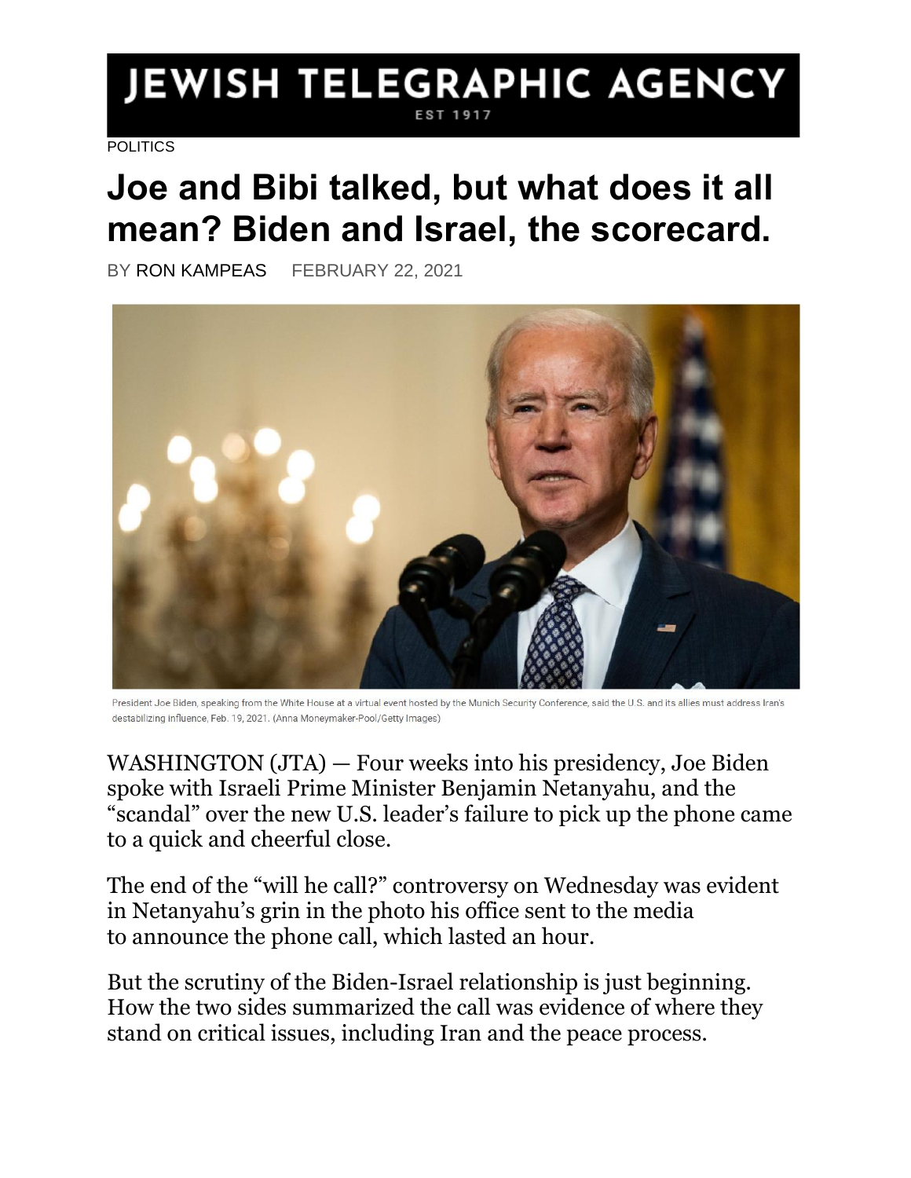# JEWISH TELEGRAPHIC AGENCY

EST 1917

POLITICS

## Joe and Bibi talked, but what does it all mean? Biden and Israel, the scorecard.

BY RON KAMPEAS FEBRUARY 22, 2021

President Joe Biden, speaking from the White House at a virtual event hosted by the Munich Security Conference, said the U.S. and its allies must address Iran's destabilizing influence, Feb. 19, 2021. (Anna Moneymaker-Pool/Getty Images)

WASHINGTON (JTA) — Four weeks into his presidency, Joe Biden spoke with Israeli Prime Minister Benjamin Netanyahu, and the "scandal" over the new U.S. leader's failure to pick up the phone came to a quick and cheerful close.

The end of the "will he call?" controversy on Wednesday was evident in Netanyahu's grin in the photo his office sent to the media to announce the phone call, which lasted an hour.

But the scrutiny of the Biden-Israel relationship is just beginning. How the two sides summarized the call was evidence of where they stand on critical issues, including Iran and the peace process.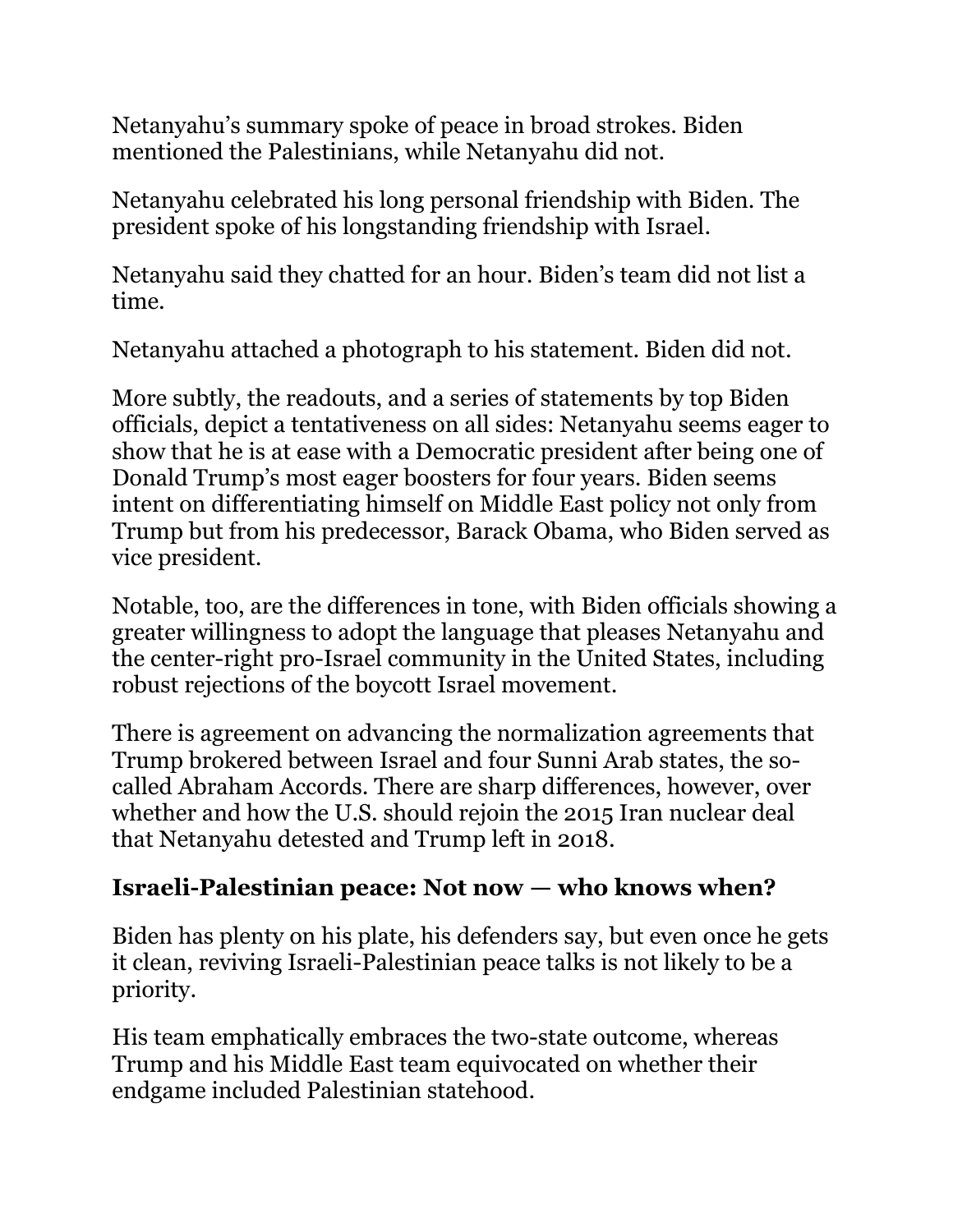Netanyahu's summary spoke of peace in broad strokes. Biden mentioned the Palestinians, while Netanyahu did not.

Netanyahu celebrated his long personal friendship with Biden. The president spoke of his longstanding friendship with Israel.

Netanyahu said they chatted for an hour. Biden's team did not list a time.

Netanyahu attached a photograph to his statement. Biden did not.

More subtly, the readouts, and a series of statements by top Biden officials, depict a tentativeness on all sides: Netanyahu seems eager to show that he is at ease with a Democratic president after being one of Donald Trump's most eager boosters for four years. Biden seems intent on differentiating himself on Middle East policy not only from Trump but from his predecessor, Barack Obama, who Biden served as vice president.

Notable, too, are the differences in tone, with Biden officials showing a greater willingness to adopt the language that pleases Netanyahu and the center-right pro-Israel community in the United States, including robust rejections of the boycott Israel movement.

There is agreement on advancing the normalization agreements that Trump brokered between Israel and four Sunni Arab states, the so-called Abraham Accords. There are sharp differences, however, over whether and how the U.S. should rejoin the 2015 Iran nuclear deal that Netanyahu detested and Trump left in 2018.

## Israeli-Palestinian peace: Not now — who knows when?

Biden has plenty on his plate, his defenders say, but even once he gets it clean, reviving Israeli-Palestinian peace talks is not likely to be a priority.

His team emphatically embraces the two-state outcome, whereas Trump and his Middle East team equivocated on whether their endgame included Palestinian statehood.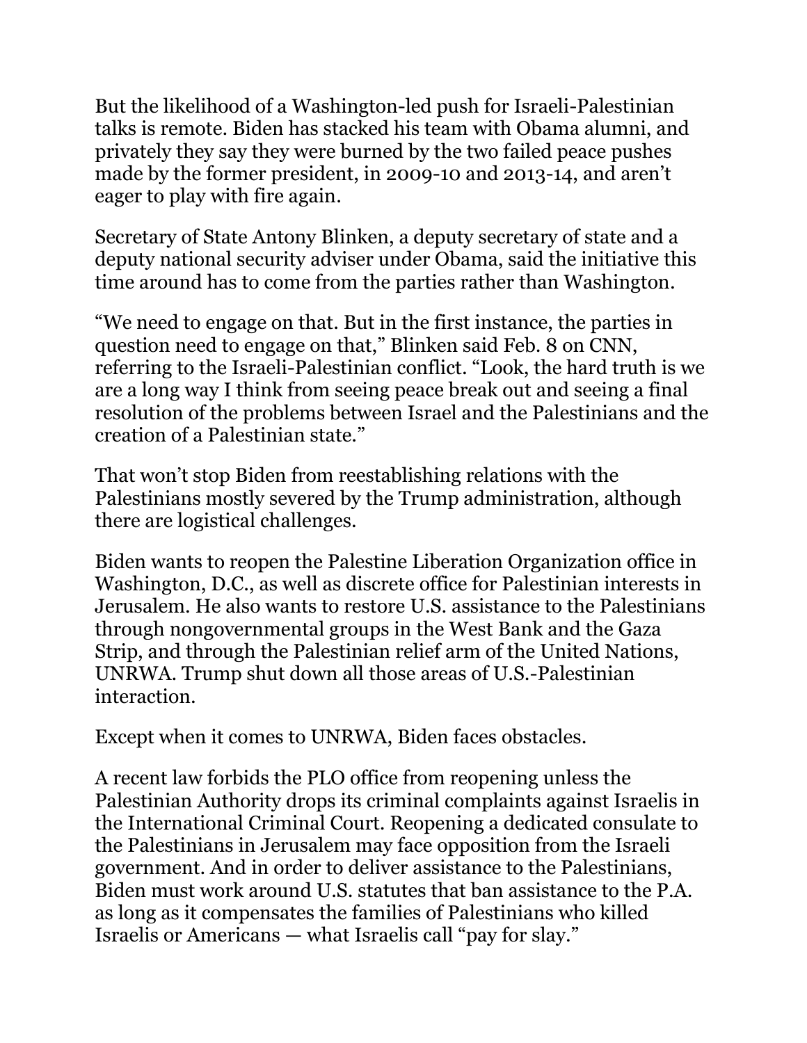But the likelihood of a Washington-led push for Israeli-Palestinian talks is remote. Biden has stacked his team with Obama alumni, and privately they say they were burned by the two failed peace pushes made by the former president, in 2009-10 and 2013-14, and aren't eager to play with fire again.

Secretary of State Antony Blinken, a deputy secretary of state and a deputy national security adviser under Obama, said the initiative this time around has to come from the parties rather than Washington.

"We need to engage on that. But in the first instance, the parties in question need to engage on that," Blinken said Feb. 8 on CNN, referring to the Israeli-Palestinian conflict. "Look, the hard truth is we are a long way I think from seeing peace break out and seeing a final resolution of the problems between Israel and the Palestinians and the creation of a Palestinian state."

That won't stop Biden from reestablishing relations with the Palestinians mostly severed by the Trump administration, although there are logistical challenges.

Biden wants to reopen the Palestine Liberation Organization office in Washington, D.C., as well as discrete office for Palestinian interests in Jerusalem. He also wants to restore U.S. assistance to the Palestinians through nongovernmental groups in the West Bank and the Gaza Strip, and through the Palestinian relief arm of the United Nations, UNRWA. Trump shut down all those areas of U.S.-Palestinian interaction.

Except when it comes to UNRWA, Biden faces obstacles.

A recent law forbids the PLO office from reopening unless the Palestinian Authority drops its criminal complaints against Israelis in the International Criminal Court. Reopening a dedicated consulate to the Palestinians in Jerusalem may face opposition from the Israeli government. And in order to deliver assistance to the Palestinians, Biden must work around U.S. statutes that ban assistance to the P.A. as long as it compensates the families of Palestinians who killed Israelis or Americans — what Israelis call "pay for slay."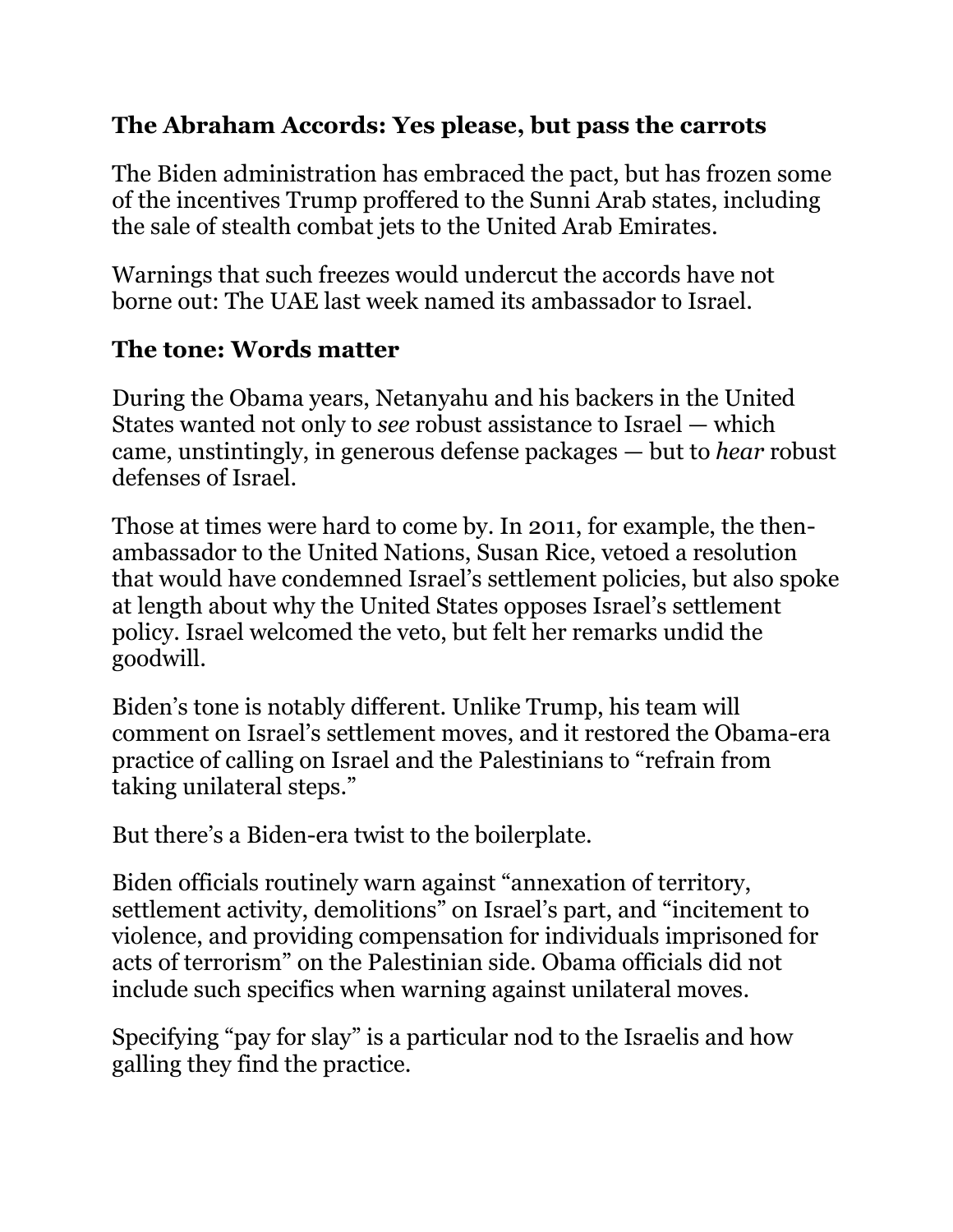## The Abraham Accords: Yes please, but pass the carrots

The Biden administration has embraced the pact, but has frozen some of the incentives Trump proffered to the Sunni Arab states, including the sale of stealth combat jets to the United Arab Emirates.

Warnings that such freezes would undercut the accords have not borne out: The UAE last week named its ambassador to Israel.

## The tone: Words matter

During the Obama years, Netanyahu and his backers in the United States wanted not only to *see* robust assistance to Israel — which came, unstintingly, in generous defense packages — but to *hear* robust defenses of Israel.

Those at times were hard to come by. In 2011, for example, the then-ambassador to the United Nations, Susan Rice, vetoed a resolution that would have condemned Israel's settlement policies, but also spoke at length about why the United States opposes Israel's settlement policy. Israel welcomed the veto, but felt her remarks undid the goodwill.

Biden's tone is notably different. Unlike Trump, his team will comment on Israel's settlement moves, and it restored the Obama-era practice of calling on Israel and the Palestinians to "refrain from taking unilateral steps."

But there's a Biden-era twist to the boilerplate.

Biden officials routinely warn against "annexation of territory, settlement activity, demolitions" on Israel's part, and "incitement to violence, and providing compensation for individuals imprisoned for acts of terrorism" on the Palestinian side. Obama officials did not include such specifics when warning against unilateral moves.

Specifying "pay for slay" is a particular nod to the Israelis and how galling they find the practice.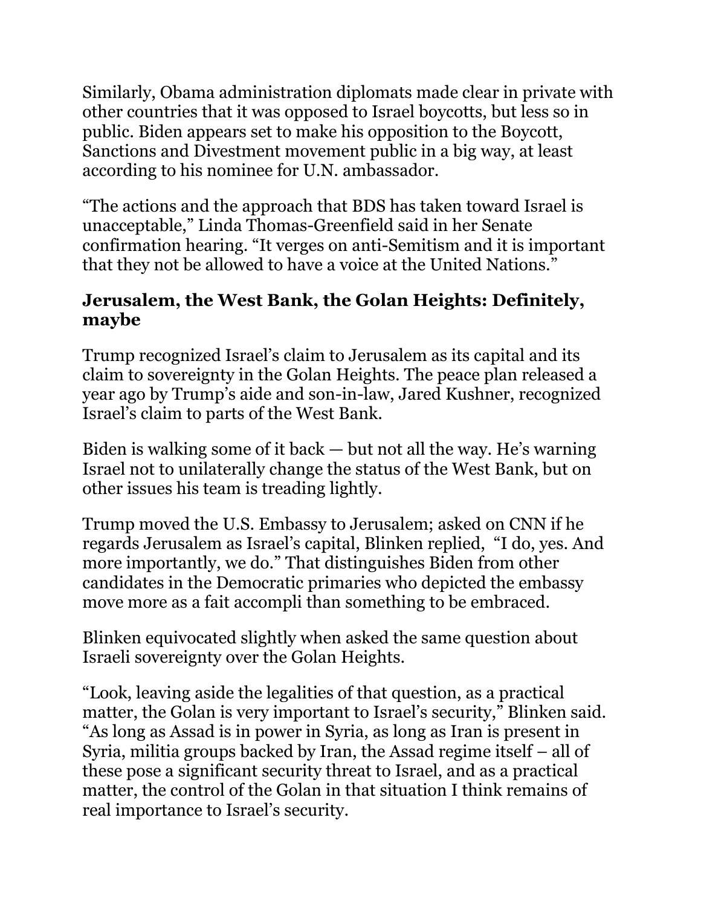Similarly, Obama administration diplomats made clear in private with other countries that it was opposed to Israel boycotts, but less so in public. Biden appears set to make his opposition to the Boycott, Sanctions and Divestment movement public in a big way, at least according to his nominee for U.N. ambassador.

"The actions and the approach that BDS has taken toward Israel is unacceptable," Linda Thomas-Greenfield said in her Senate confirmation hearing. "It verges on anti-Semitism and it is important that they not be allowed to have a voice at the United Nations."

### Jerusalem, the West Bank, the Golan Heights: Definitely, maybe

Trump recognized Israel's claim to Jerusalem as its capital and its claim to sovereignty in the Golan Heights. The peace plan released a year ago by Trump's aide and son-in-law, Jared Kushner, recognized Israel's claim to parts of the West Bank.

Biden is walking some of it back — but not all the way. He's warning Israel not to unilaterally change the status of the West Bank, but on other issues his team is treading lightly.

Trump moved the U.S. Embassy to Jerusalem; asked on CNN if he regards Jerusalem as Israel's capital, Blinken replied, "I do, yes. And more importantly, we do." That distinguishes Biden from other candidates in the Democratic primaries who depicted the embassy move more as a fait accompli than something to be embraced.

Blinken equivocated slightly when asked the same question about Israeli sovereignty over the Golan Heights.

"Look, leaving aside the legalities of that question, as a practical matter, the Golan is very important to Israel's security," Blinken said. "As long as Assad is in power in Syria, as long as Iran is present in Syria, militia groups backed by Iran, the Assad regime itself – all of these pose a significant security threat to Israel, and as a practical matter, the control of the Golan in that situation I think remains of real importance to Israel's security.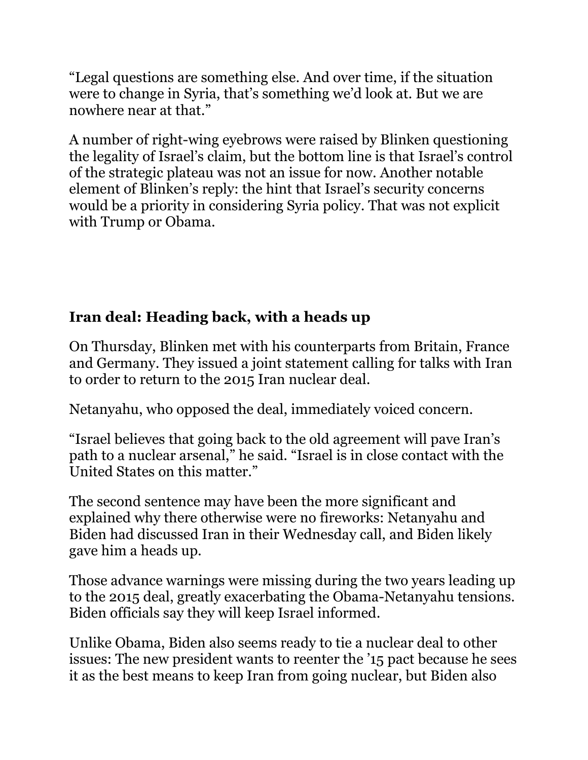"Legal questions are something else. And over time, if the situation were to change in Syria, that's something we'd look at. But we are nowhere near at that."

A number of right-wing eyebrows were raised by Blinken questioning the legality of Israel's claim, but the bottom line is that Israel's control of the strategic plateau was not an issue for now. Another notable element of Blinken's reply: the hint that Israel's security concerns would be a priority in considering Syria policy. That was not explicit with Trump or Obama.

## Iran deal: Heading back, with a heads up

On Thursday, Blinken met with his counterparts from Britain, France and Germany. They issued a joint statement calling for talks with Iran to order to return to the 2015 Iran nuclear deal.

Netanyahu, who opposed the deal, immediately voiced concern.

"Israel believes that going back to the old agreement will pave Iran's path to a nuclear arsenal," he said. "Israel is in close contact with the United States on this matter."

The second sentence may have been the more significant and explained why there otherwise were no fireworks: Netanyahu and Biden had discussed Iran in their Wednesday call, and Biden likely gave him a heads up.

Those advance warnings were missing during the two years leading up to the 2015 deal, greatly exacerbating the Obama-Netanyahu tensions. Biden officials say they will keep Israel informed.

Unlike Obama, Biden also seems ready to tie a nuclear deal to other issues: The new president wants to reenter the '15 pact because he sees it as the best means to keep Iran from going nuclear, but Biden also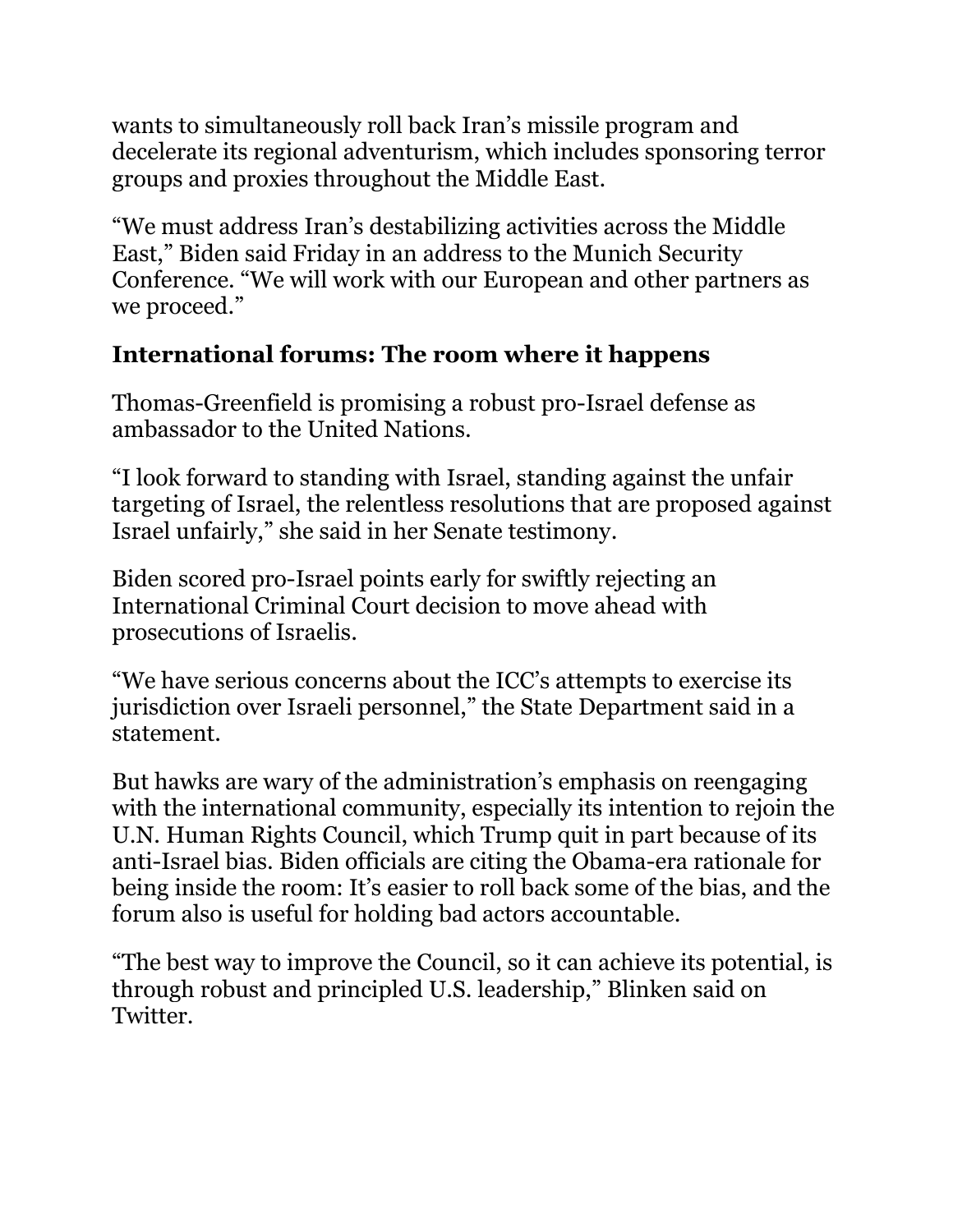wants to simultaneously roll back Iran's missile program and decelerate its regional adventurism, which includes sponsoring terror groups and proxies throughout the Middle East.

"We must address Iran's destabilizing activities across the Middle East," Biden said Friday in an address to the Munich Security Conference. "We will work with our European and other partners as we proceed."

### International forums: The room where it happens

Thomas-Greenfield is promising a robust pro-Israel defense as ambassador to the United Nations.

"I look forward to standing with Israel, standing against the unfair targeting of Israel, the relentless resolutions that are proposed against Israel unfairly," she said in her Senate testimony.

Biden scored pro-Israel points early for swiftly rejecting an International Criminal Court decision to move ahead with prosecutions of Israelis.

"We have serious concerns about the ICC's attempts to exercise its jurisdiction over Israeli personnel," the State Department said in a statement.

But hawks are wary of the administration's emphasis on reengaging with the international community, especially its intention to rejoin the U.N. Human Rights Council, which Trump quit in part because of its anti-Israel bias. Biden officials are citing the Obama-era rationale for being inside the room: It's easier to roll back some of the bias, and the forum also is useful for holding bad actors accountable.

"The best way to improve the Council, so it can achieve its potential, is through robust and principled U.S. leadership," Blinken said on Twitter.